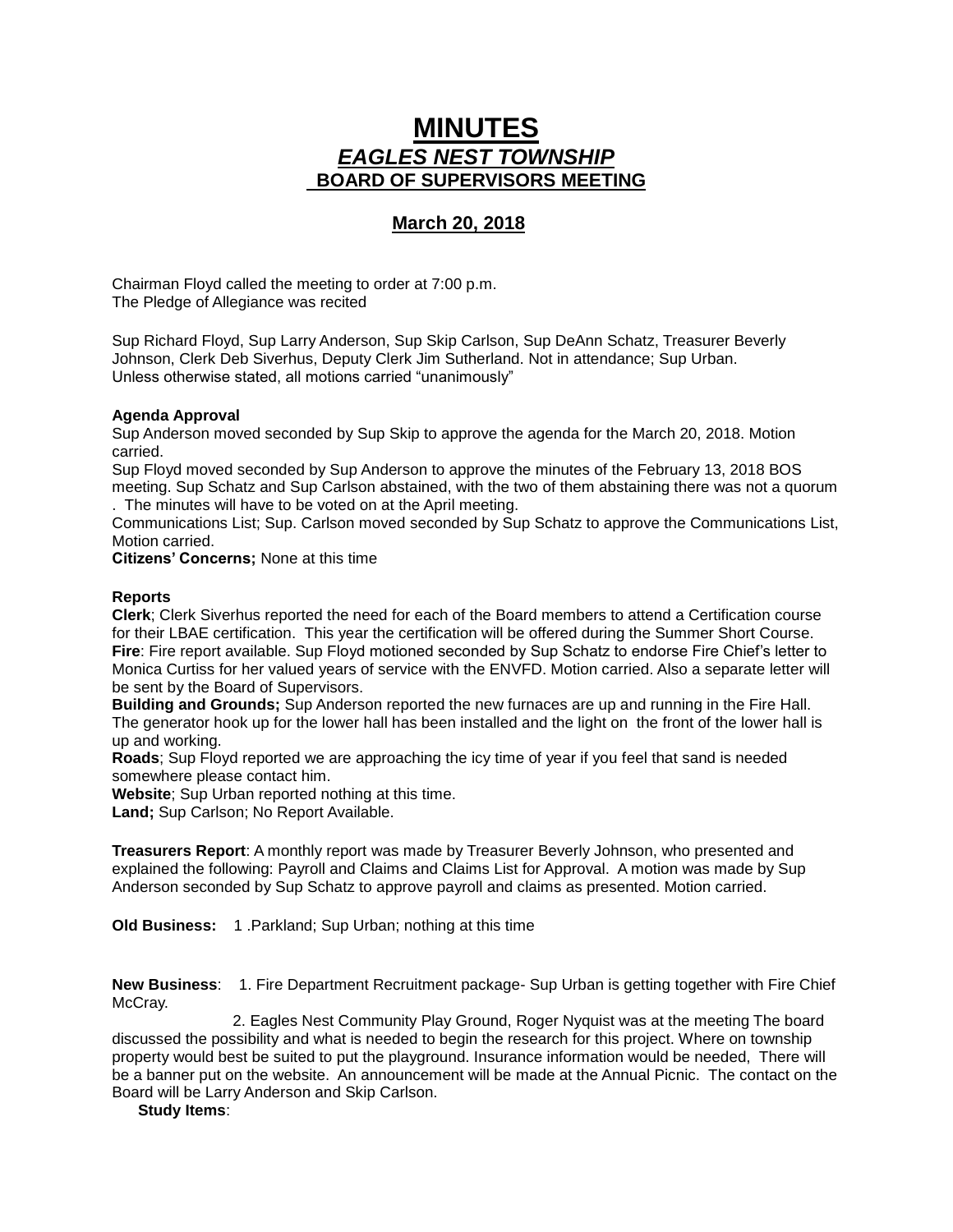# MINUTES
## *EAGLES NEST TOWNSHIP*
## BOARD OF SUPERVISORS MEETING

### March 20, 2018

Chairman Floyd called the meeting to order at 7:00 p.m.
The Pledge of Allegiance was recited

Sup Richard Floyd, Sup Larry Anderson, Sup Skip Carlson, Sup DeAnn Schatz, Treasurer Beverly Johnson, Clerk Deb Siverhus, Deputy Clerk Jim Sutherland. Not in attendance; Sup Urban.
Unless otherwise stated, all motions carried "unanimously"

**Agenda Approval**
Sup Anderson moved seconded by Sup Skip to approve the agenda for the March 20, 2018. Motion carried.
Sup Floyd moved seconded by Sup Anderson to approve the minutes of the February 13, 2018 BOS meeting. Sup Schatz and Sup Carlson abstained, with the two of them abstaining there was not a quorum . The minutes will have to be voted on at the April meeting.
Communications List; Sup. Carlson moved seconded by Sup Schatz to approve the Communications List, Motion carried.
**Citizens' Concerns;** None at this time

**Reports**
**Clerk**; Clerk Siverhus reported the need for each of the Board members to attend a Certification course for their LBAE certification. This year the certification will be offered during the Summer Short Course.
**Fire**: Fire report available. Sup Floyd motioned seconded by Sup Schatz to endorse Fire Chief's letter to Monica Curtiss for her valued years of service with the ENVFD. Motion carried. Also a separate letter will be sent by the Board of Supervisors.
**Building and Grounds;** Sup Anderson reported the new furnaces are up and running in the Fire Hall. The generator hook up for the lower hall has been installed and the light on the front of the lower hall is up and working.
**Roads**; Sup Floyd reported we are approaching the icy time of year if you feel that sand is needed somewhere please contact him.
**Website**; Sup Urban reported nothing at this time.
**Land;** Sup Carlson; No Report Available.

**Treasurers Report**: A monthly report was made by Treasurer Beverly Johnson, who presented and explained the following: Payroll and Claims and Claims List for Approval. A motion was made by Sup Anderson seconded by Sup Schatz to approve payroll and claims as presented. Motion carried.

**Old Business:** 1 .Parkland; Sup Urban; nothing at this time

**New Business**: 1. Fire Department Recruitment package- Sup Urban is getting together with Fire Chief McCray.

2. Eagles Nest Community Play Ground, Roger Nyquist was at the meeting The board discussed the possibility and what is needed to begin the research for this project. Where on township property would best be suited to put the playground. Insurance information would be needed, There will be a banner put on the website. An announcement will be made at the Annual Picnic. The contact on the Board will be Larry Anderson and Skip Carlson.

**Study Items**: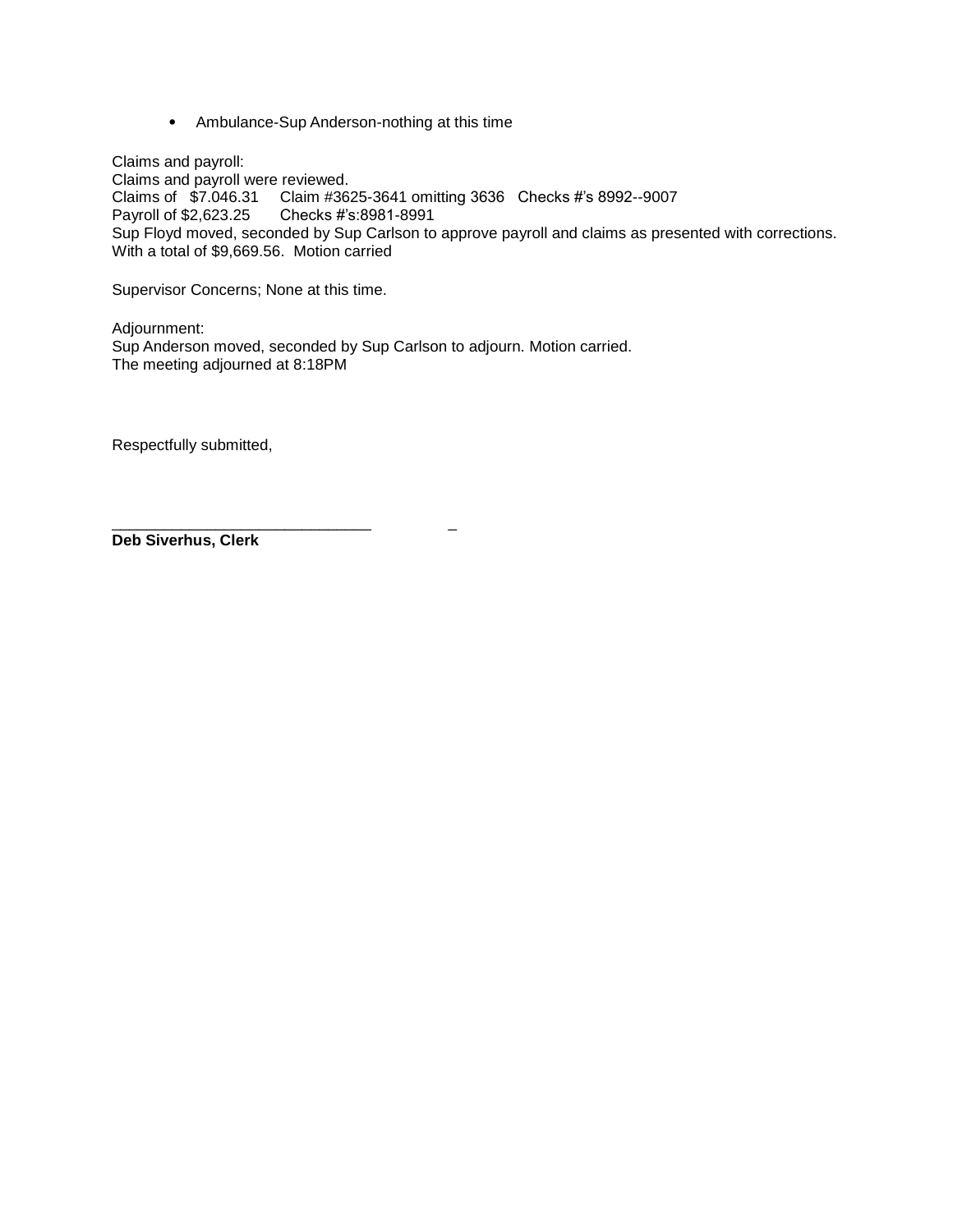- Ambulance-Sup Anderson-nothing at this time

Claims and payroll:
Claims and payroll were reviewed.
Claims of $7.046.31 Claim #3625-3641 omitting 3636 Checks #'s 8992--9007
Payroll of $2,623.25 Checks #'s:8981-8991
Sup Floyd moved, seconded by Sup Carlson to approve payroll and claims as presented with corrections. With a total of $9,669.56. Motion carried

Supervisor Concerns; None at this time.

Adjournment:
Sup Anderson moved, seconded by Sup Carlson to adjourn. Motion carried.
The meeting adjourned at 8:18PM

Respectfully submitted,

______________________________ _
**Deb Siverhus, Clerk**